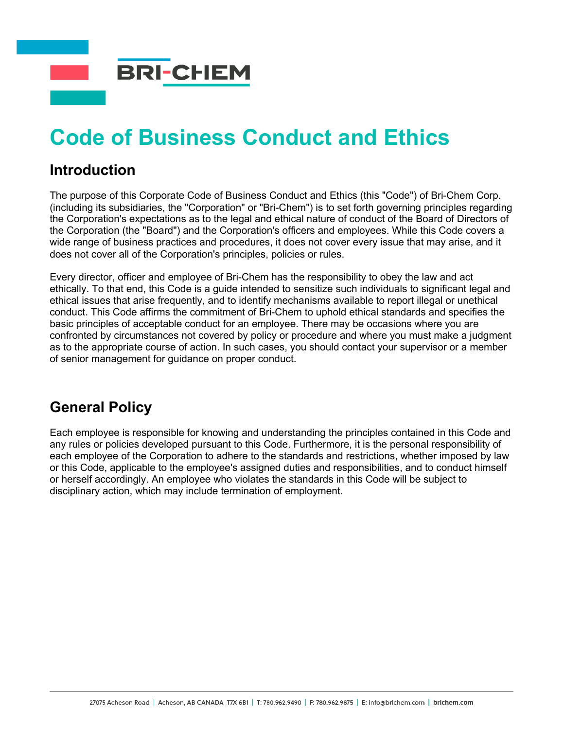# Code of Business Conduct and Ethics

## Introduction

The purpose of this Corporate Code of Business Conduct and Ethics (this "Code") of Bri-Chem Corp. (including its subsidiaries, the "Corporation" or "Bri-Chem") is to set forth governing principles regarding the Corporation's expectations as to the legal and ethical nature of conduct of the Board of Directors of the Corporation (the "Board") and the Corporation's officers and employees. While this Code covers a wide range of business practices and procedures, it does not cover every issue that may arise, and it does not cover all of the Corporation's principles, policies or rules.

Every director, officer and employee of Bri-Chem has the responsibility to obey the law and act ethically. To that end, this Code is a guide intended to sensitize such individuals to significant legal and ethical issues that arise frequently, and to identify mechanisms available to report illegal or unethical conduct. This Code affirms the commitment of Bri-Chem to uphold ethical standards and specifies the basic principles of acceptable conduct for an employee. There may be occasions where you are confronted by circumstances not covered by policy or procedure and where you must make a judgment as to the appropriate course of action. In such cases, you should contact your supervisor or a member of senior management for guidance on proper conduct.

## General Policy

Each employee is responsible for knowing and understanding the principles contained in this Code and any rules or policies developed pursuant to this Code. Furthermore, it is the personal responsibility of each employee of the Corporation to adhere to the standards and restrictions, whether imposed by law or this Code, applicable to the employee's assigned duties and responsibilities, and to conduct himself or herself accordingly. An employee who violates the standards in this Code will be subject to disciplinary action, which may include termination of employment.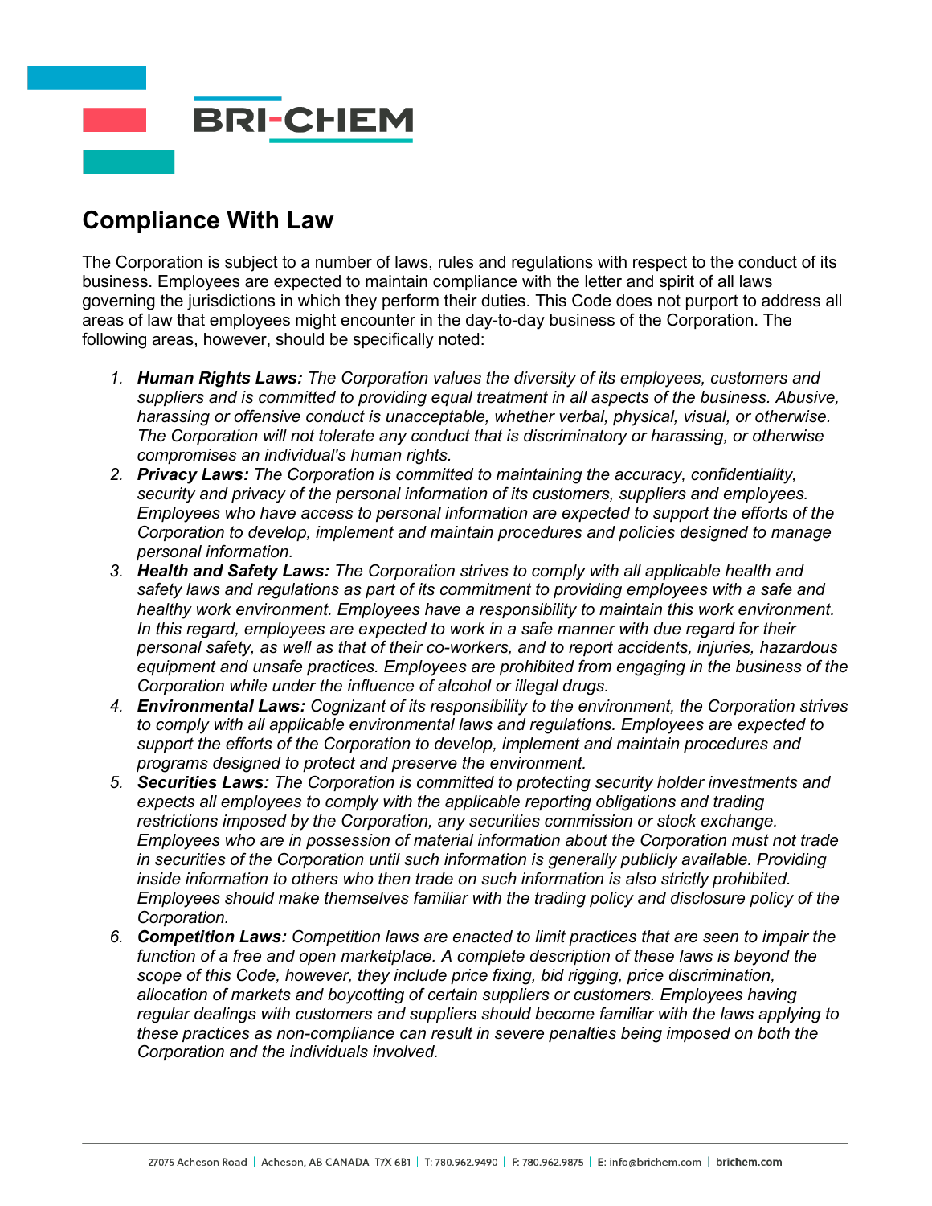## Compliance With Law

The Corporation is subject to a number of laws, rules and regulations with respect to the conduct of its business. Employees are expected to maintain compliance with the letter and spirit of all laws governing the jurisdictions in which they perform their duties. This Code does not purport to address all areas of law that employees might encounter in the day-to-day business of the Corporation. The following areas, however, should be specifically noted:

1. ***Human Rights Laws:*** *The Corporation values the diversity of its employees, customers and suppliers and is committed to providing equal treatment in all aspects of the business. Abusive, harassing or offensive conduct is unacceptable, whether verbal, physical, visual, or otherwise. The Corporation will not tolerate any conduct that is discriminatory or harassing, or otherwise compromises an individual's human rights.*
2. ***Privacy Laws:*** *The Corporation is committed to maintaining the accuracy, confidentiality, security and privacy of the personal information of its customers, suppliers and employees. Employees who have access to personal information are expected to support the efforts of the Corporation to develop, implement and maintain procedures and policies designed to manage personal information.*
3. ***Health and Safety Laws:*** *The Corporation strives to comply with all applicable health and safety laws and regulations as part of its commitment to providing employees with a safe and healthy work environment. Employees have a responsibility to maintain this work environment. In this regard, employees are expected to work in a safe manner with due regard for their personal safety, as well as that of their co-workers, and to report accidents, injuries, hazardous equipment and unsafe practices. Employees are prohibited from engaging in the business of the Corporation while under the influence of alcohol or illegal drugs.*
4. ***Environmental Laws:*** *Cognizant of its responsibility to the environment, the Corporation strives to comply with all applicable environmental laws and regulations. Employees are expected to support the efforts of the Corporation to develop, implement and maintain procedures and programs designed to protect and preserve the environment.*
5. ***Securities Laws:*** *The Corporation is committed to protecting security holder investments and expects all employees to comply with the applicable reporting obligations and trading restrictions imposed by the Corporation, any securities commission or stock exchange. Employees who are in possession of material information about the Corporation must not trade in securities of the Corporation until such information is generally publicly available. Providing inside information to others who then trade on such information is also strictly prohibited. Employees should make themselves familiar with the trading policy and disclosure policy of the Corporation.*
6. ***Competition Laws:*** *Competition laws are enacted to limit practices that are seen to impair the function of a free and open marketplace. A complete description of these laws is beyond the scope of this Code, however, they include price fixing, bid rigging, price discrimination, allocation of markets and boycotting of certain suppliers or customers. Employees having regular dealings with customers and suppliers should become familiar with the laws applying to these practices as non-compliance can result in severe penalties being imposed on both the Corporation and the individuals involved.*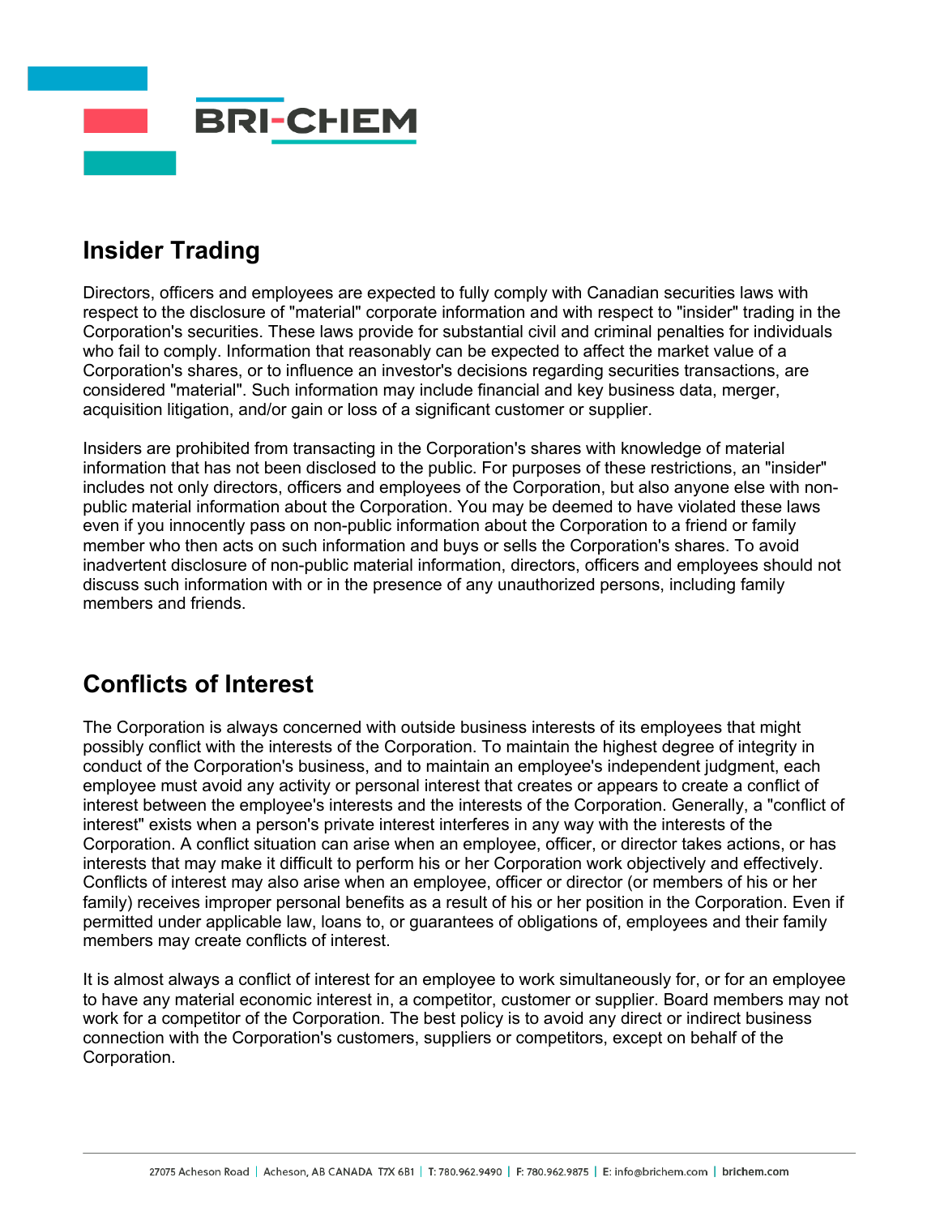## Insider Trading

Directors, officers and employees are expected to fully comply with Canadian securities laws with respect to the disclosure of "material" corporate information and with respect to "insider" trading in the Corporation's securities. These laws provide for substantial civil and criminal penalties for individuals who fail to comply. Information that reasonably can be expected to affect the market value of a Corporation's shares, or to influence an investor's decisions regarding securities transactions, are considered "material". Such information may include financial and key business data, merger, acquisition litigation, and/or gain or loss of a significant customer or supplier.

Insiders are prohibited from transacting in the Corporation's shares with knowledge of material information that has not been disclosed to the public. For purposes of these restrictions, an "insider" includes not only directors, officers and employees of the Corporation, but also anyone else with non-public material information about the Corporation. You may be deemed to have violated these laws even if you innocently pass on non-public information about the Corporation to a friend or family member who then acts on such information and buys or sells the Corporation's shares. To avoid inadvertent disclosure of non-public material information, directors, officers and employees should not discuss such information with or in the presence of any unauthorized persons, including family members and friends.

## Conflicts of Interest

The Corporation is always concerned with outside business interests of its employees that might possibly conflict with the interests of the Corporation. To maintain the highest degree of integrity in conduct of the Corporation's business, and to maintain an employee's independent judgment, each employee must avoid any activity or personal interest that creates or appears to create a conflict of interest between the employee's interests and the interests of the Corporation. Generally, a "conflict of interest" exists when a person's private interest interferes in any way with the interests of the Corporation. A conflict situation can arise when an employee, officer, or director takes actions, or has interests that may make it difficult to perform his or her Corporation work objectively and effectively. Conflicts of interest may also arise when an employee, officer or director (or members of his or her family) receives improper personal benefits as a result of his or her position in the Corporation. Even if permitted under applicable law, loans to, or guarantees of obligations of, employees and their family members may create conflicts of interest.

It is almost always a conflict of interest for an employee to work simultaneously for, or for an employee to have any material economic interest in, a competitor, customer or supplier. Board members may not work for a competitor of the Corporation. The best policy is to avoid any direct or indirect business connection with the Corporation's customers, suppliers or competitors, except on behalf of the Corporation.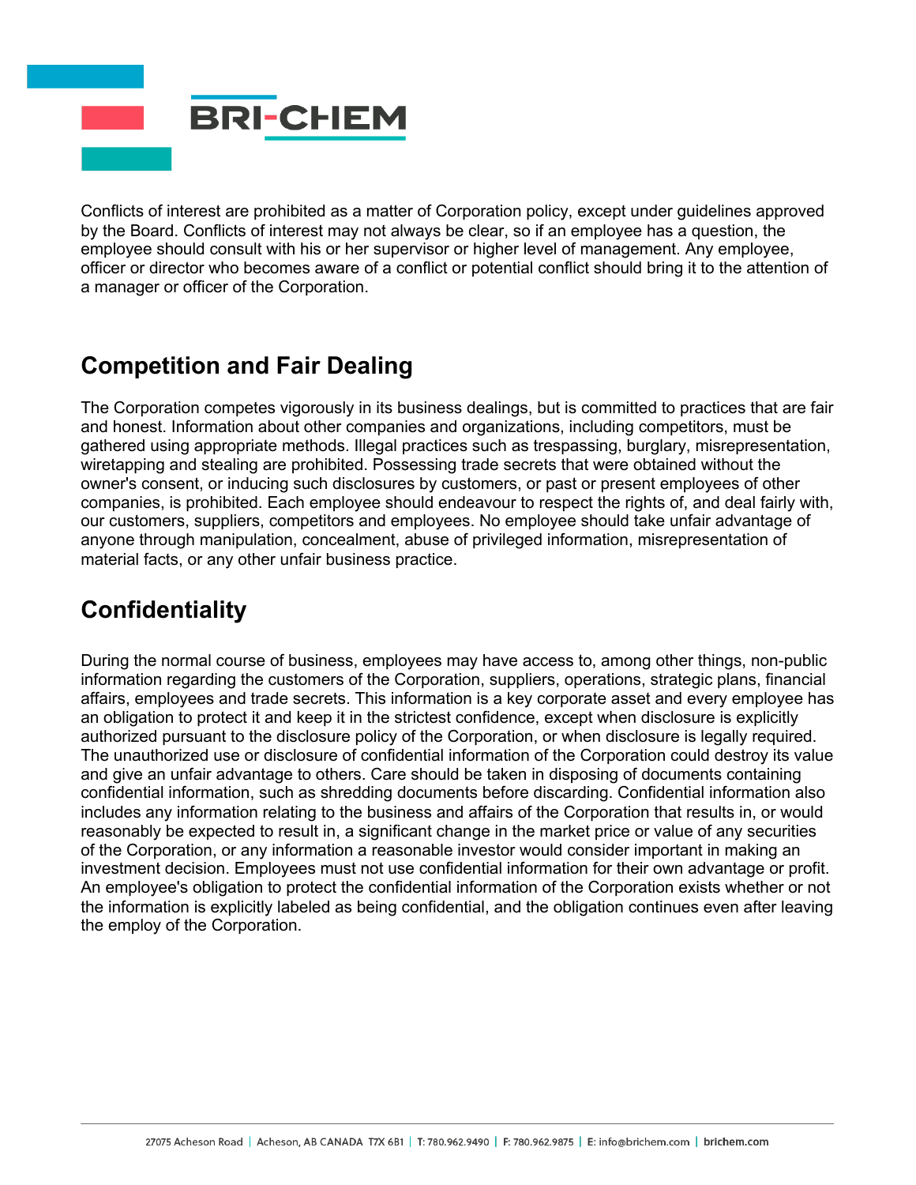Conflicts of interest are prohibited as a matter of Corporation policy, except under guidelines approved by the Board. Conflicts of interest may not always be clear, so if an employee has a question, the employee should consult with his or her supervisor or higher level of management. Any employee, officer or director who becomes aware of a conflict or potential conflict should bring it to the attention of a manager or officer of the Corporation.

## Competition and Fair Dealing

The Corporation competes vigorously in its business dealings, but is committed to practices that are fair and honest. Information about other companies and organizations, including competitors, must be gathered using appropriate methods. Illegal practices such as trespassing, burglary, misrepresentation, wiretapping and stealing are prohibited. Possessing trade secrets that were obtained without the owner's consent, or inducing such disclosures by customers, or past or present employees of other companies, is prohibited. Each employee should endeavour to respect the rights of, and deal fairly with, our customers, suppliers, competitors and employees. No employee should take unfair advantage of anyone through manipulation, concealment, abuse of privileged information, misrepresentation of material facts, or any other unfair business practice.

## Confidentiality

During the normal course of business, employees may have access to, among other things, non-public information regarding the customers of the Corporation, suppliers, operations, strategic plans, financial affairs, employees and trade secrets. This information is a key corporate asset and every employee has an obligation to protect it and keep it in the strictest confidence, except when disclosure is explicitly authorized pursuant to the disclosure policy of the Corporation, or when disclosure is legally required. The unauthorized use or disclosure of confidential information of the Corporation could destroy its value and give an unfair advantage to others. Care should be taken in disposing of documents containing confidential information, such as shredding documents before discarding. Confidential information also includes any information relating to the business and affairs of the Corporation that results in, or would reasonably be expected to result in, a significant change in the market price or value of any securities of the Corporation, or any information a reasonable investor would consider important in making an investment decision. Employees must not use confidential information for their own advantage or profit. An employee's obligation to protect the confidential information of the Corporation exists whether or not the information is explicitly labeled as being confidential, and the obligation continues even after leaving the employ of the Corporation.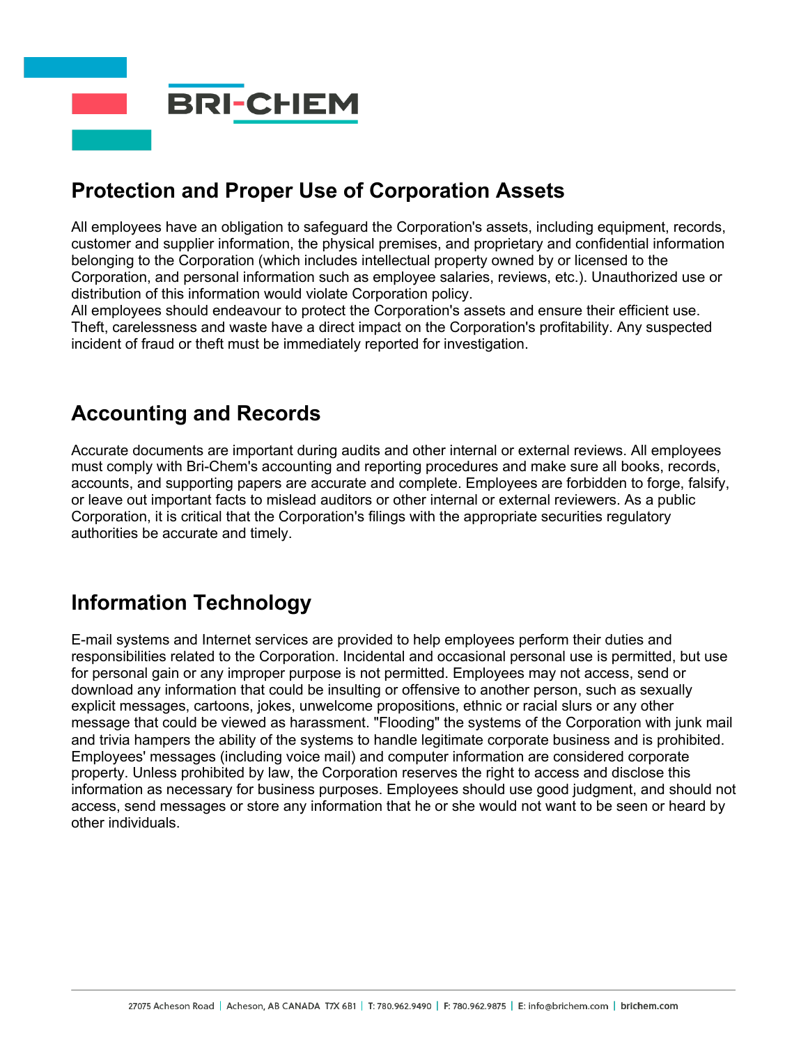## Protection and Proper Use of Corporation Assets

All employees have an obligation to safeguard the Corporation's assets, including equipment, records, customer and supplier information, the physical premises, and proprietary and confidential information belonging to the Corporation (which includes intellectual property owned by or licensed to the Corporation, and personal information such as employee salaries, reviews, etc.). Unauthorized use or distribution of this information would violate Corporation policy.
All employees should endeavour to protect the Corporation's assets and ensure their efficient use. Theft, carelessness and waste have a direct impact on the Corporation's profitability. Any suspected incident of fraud or theft must be immediately reported for investigation.

## Accounting and Records

Accurate documents are important during audits and other internal or external reviews. All employees must comply with Bri-Chem's accounting and reporting procedures and make sure all books, records, accounts, and supporting papers are accurate and complete. Employees are forbidden to forge, falsify, or leave out important facts to mislead auditors or other internal or external reviewers. As a public Corporation, it is critical that the Corporation's filings with the appropriate securities regulatory authorities be accurate and timely.

## Information Technology

E-mail systems and Internet services are provided to help employees perform their duties and responsibilities related to the Corporation. Incidental and occasional personal use is permitted, but use for personal gain or any improper purpose is not permitted. Employees may not access, send or download any information that could be insulting or offensive to another person, such as sexually explicit messages, cartoons, jokes, unwelcome propositions, ethnic or racial slurs or any other message that could be viewed as harassment. "Flooding" the systems of the Corporation with junk mail and trivia hampers the ability of the systems to handle legitimate corporate business and is prohibited. Employees' messages (including voice mail) and computer information are considered corporate property. Unless prohibited by law, the Corporation reserves the right to access and disclose this information as necessary for business purposes. Employees should use good judgment, and should not access, send messages or store any information that he or she would not want to be seen or heard by other individuals.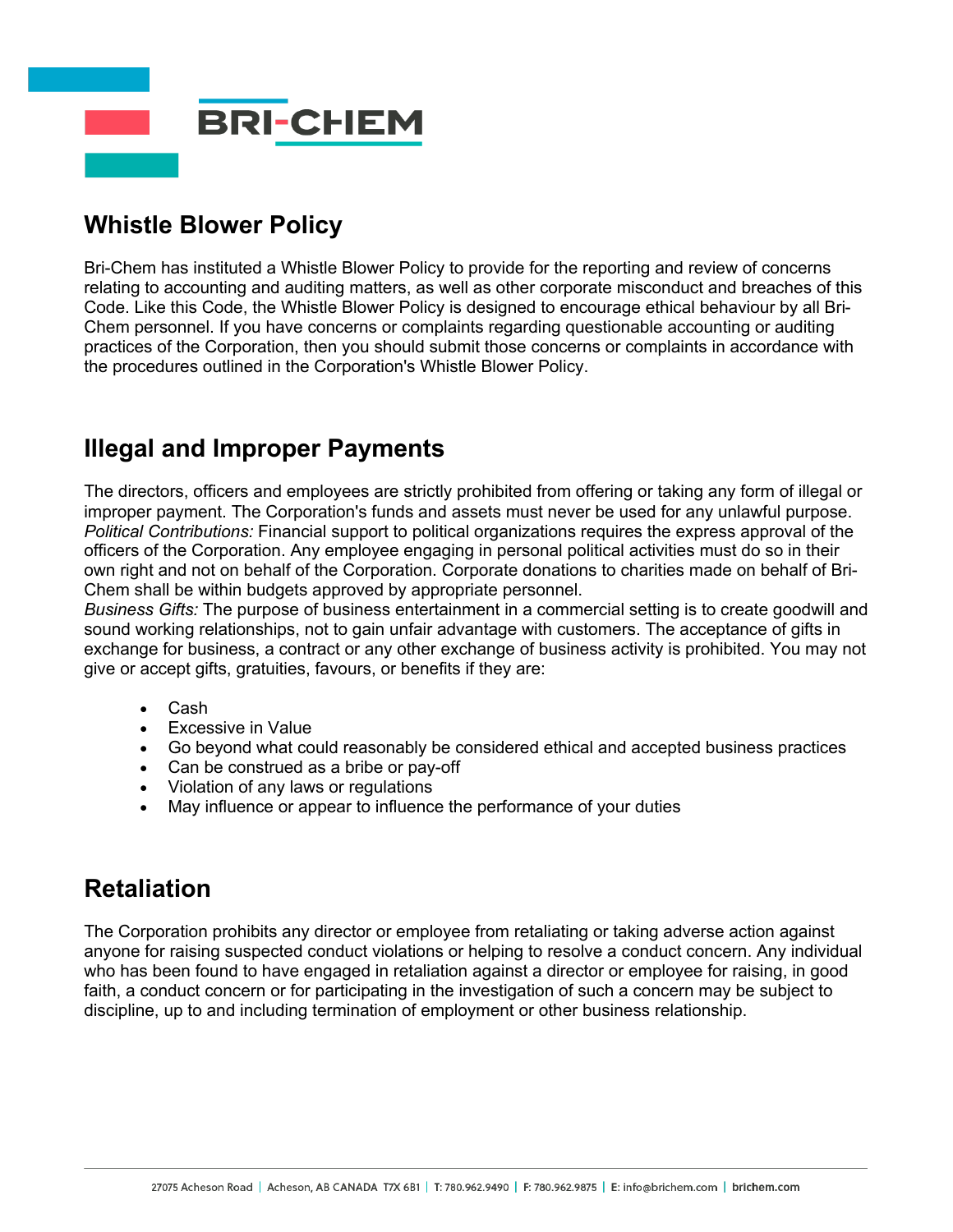## Whistle Blower Policy

Bri-Chem has instituted a Whistle Blower Policy to provide for the reporting and review of concerns relating to accounting and auditing matters, as well as other corporate misconduct and breaches of this Code. Like this Code, the Whistle Blower Policy is designed to encourage ethical behaviour by all Bri-Chem personnel. If you have concerns or complaints regarding questionable accounting or auditing practices of the Corporation, then you should submit those concerns or complaints in accordance with the procedures outlined in the Corporation's Whistle Blower Policy.

## Illegal and Improper Payments

The directors, officers and employees are strictly prohibited from offering or taking any form of illegal or improper payment. The Corporation's funds and assets must never be used for any unlawful purpose.
*Political Contributions:* Financial support to political organizations requires the express approval of the officers of the Corporation. Any employee engaging in personal political activities must do so in their own right and not on behalf of the Corporation. Corporate donations to charities made on behalf of Bri-Chem shall be within budgets approved by appropriate personnel.
*Business Gifts:* The purpose of business entertainment in a commercial setting is to create goodwill and sound working relationships, not to gain unfair advantage with customers. The acceptance of gifts in exchange for business, a contract or any other exchange of business activity is prohibited. You may not give or accept gifts, gratuities, favours, or benefits if they are:

- Cash
- Excessive in Value
- Go beyond what could reasonably be considered ethical and accepted business practices
- Can be construed as a bribe or pay-off
- Violation of any laws or regulations
- May influence or appear to influence the performance of your duties

## Retaliation

The Corporation prohibits any director or employee from retaliating or taking adverse action against anyone for raising suspected conduct violations or helping to resolve a conduct concern. Any individual who has been found to have engaged in retaliation against a director or employee for raising, in good faith, a conduct concern or for participating in the investigation of such a concern may be subject to discipline, up to and including termination of employment or other business relationship.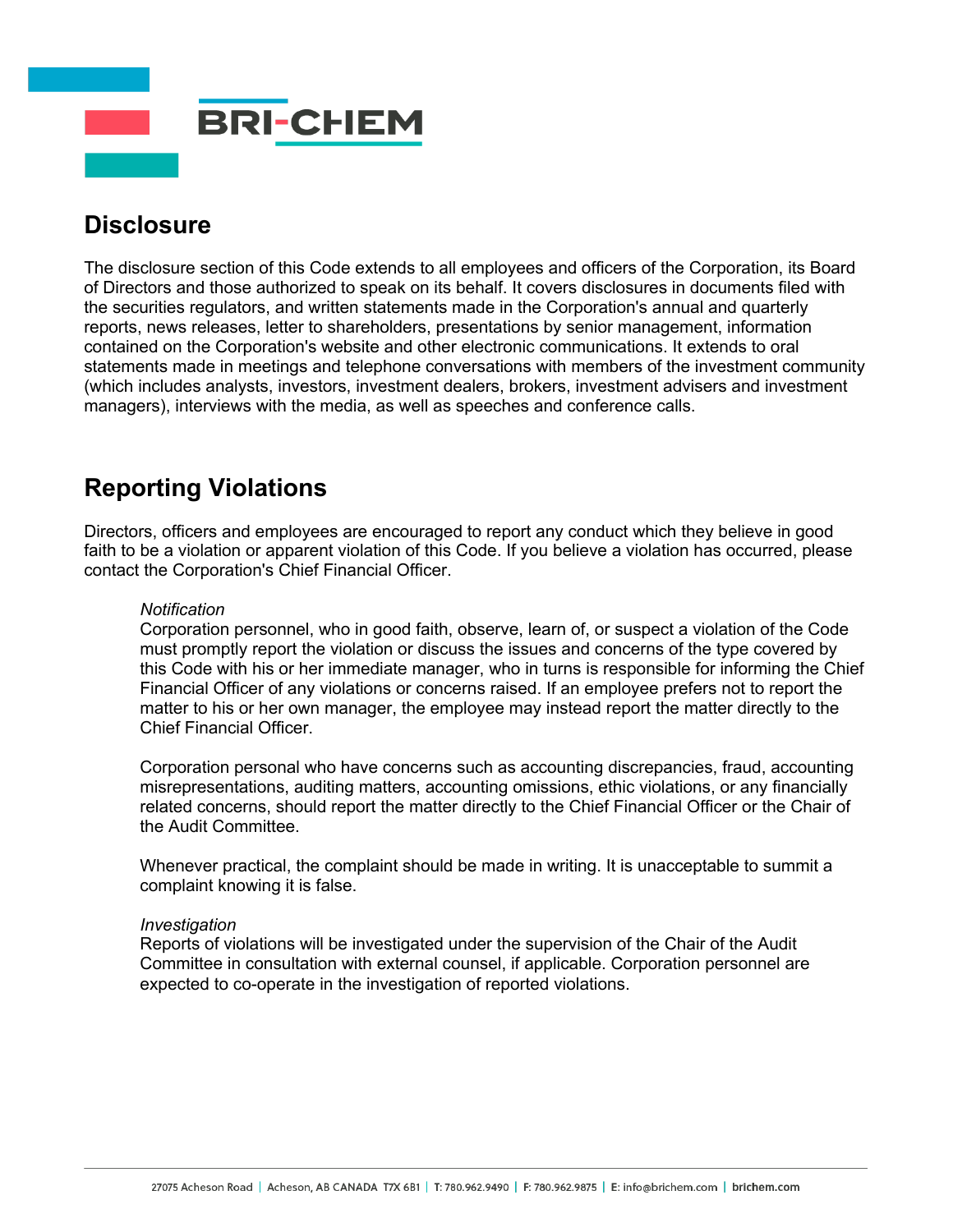## Disclosure

The disclosure section of this Code extends to all employees and officers of the Corporation, its Board of Directors and those authorized to speak on its behalf. It covers disclosures in documents filed with the securities regulators, and written statements made in the Corporation's annual and quarterly reports, news releases, letter to shareholders, presentations by senior management, information contained on the Corporation's website and other electronic communications. It extends to oral statements made in meetings and telephone conversations with members of the investment community (which includes analysts, investors, investment dealers, brokers, investment advisers and investment managers), interviews with the media, as well as speeches and conference calls.

## Reporting Violations

Directors, officers and employees are encouraged to report any conduct which they believe in good faith to be a violation or apparent violation of this Code. If you believe a violation has occurred, please contact the Corporation's Chief Financial Officer.

*Notification*

Corporation personnel, who in good faith, observe, learn of, or suspect a violation of the Code must promptly report the violation or discuss the issues and concerns of the type covered by this Code with his or her immediate manager, who in turns is responsible for informing the Chief Financial Officer of any violations or concerns raised. If an employee prefers not to report the matter to his or her own manager, the employee may instead report the matter directly to the Chief Financial Officer.

Corporation personal who have concerns such as accounting discrepancies, fraud, accounting misrepresentations, auditing matters, accounting omissions, ethic violations, or any financially related concerns, should report the matter directly to the Chief Financial Officer or the Chair of the Audit Committee.

Whenever practical, the complaint should be made in writing. It is unacceptable to summit a complaint knowing it is false.

*Investigation*

Reports of violations will be investigated under the supervision of the Chair of the Audit Committee in consultation with external counsel, if applicable. Corporation personnel are expected to co-operate in the investigation of reported violations.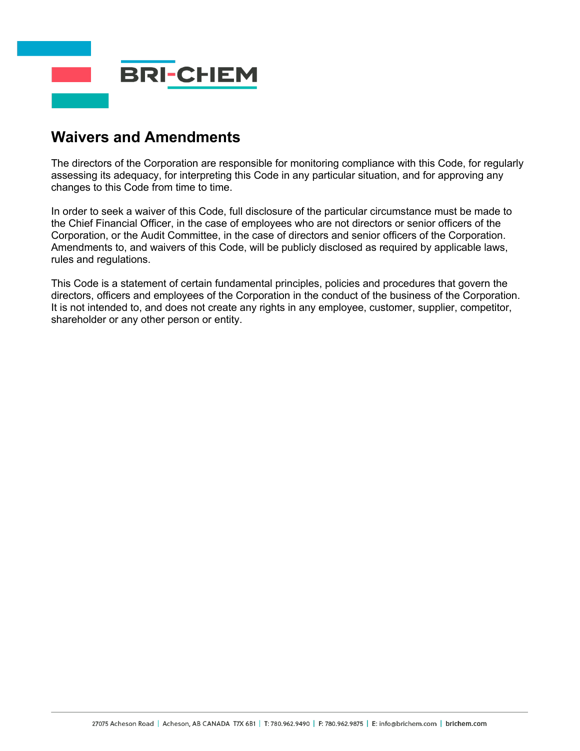## Waivers and Amendments

The directors of the Corporation are responsible for monitoring compliance with this Code, for regularly assessing its adequacy, for interpreting this Code in any particular situation, and for approving any changes to this Code from time to time.

In order to seek a waiver of this Code, full disclosure of the particular circumstance must be made to the Chief Financial Officer, in the case of employees who are not directors or senior officers of the Corporation, or the Audit Committee, in the case of directors and senior officers of the Corporation. Amendments to, and waivers of this Code, will be publicly disclosed as required by applicable laws, rules and regulations.

This Code is a statement of certain fundamental principles, policies and procedures that govern the directors, officers and employees of the Corporation in the conduct of the business of the Corporation. It is not intended to, and does not create any rights in any employee, customer, supplier, competitor, shareholder or any other person or entity.